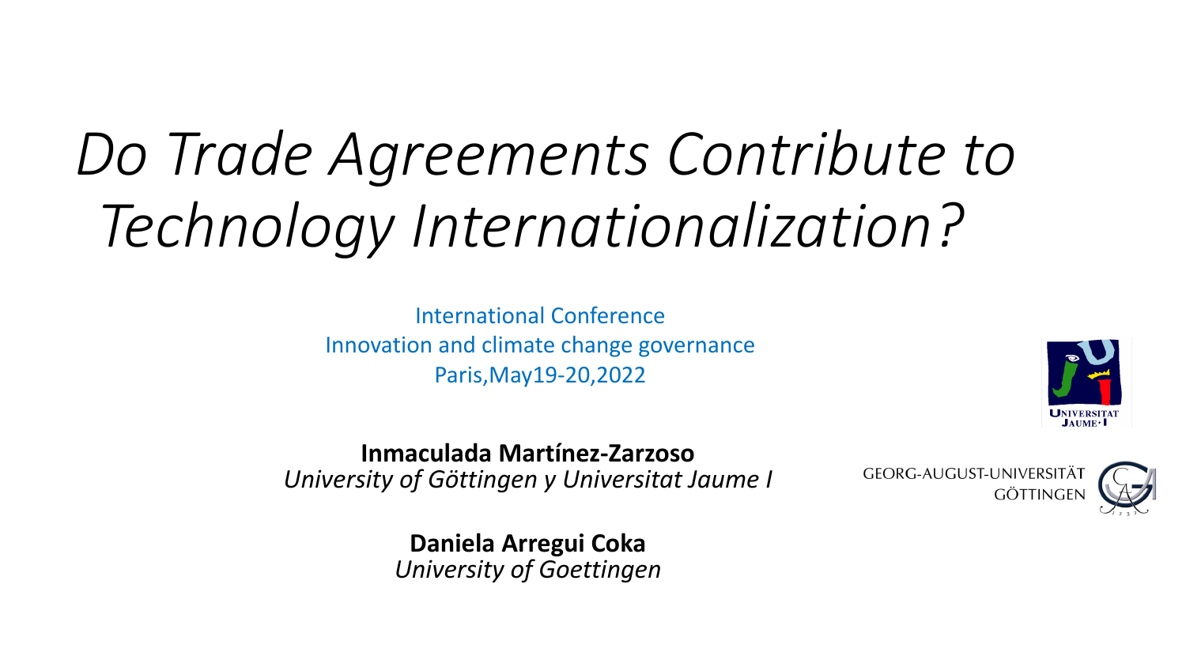# *Do Trade Agreements Contribute to Technology Internationalization?*

International Conference
Innovation and climate change governance
Paris,May19-20,2022

**Inmaculada Martínez-Zarzoso**
*University of Göttingen y Universitat Jaume I*

**Daniela Arregui Coka**
*University of Goettingen*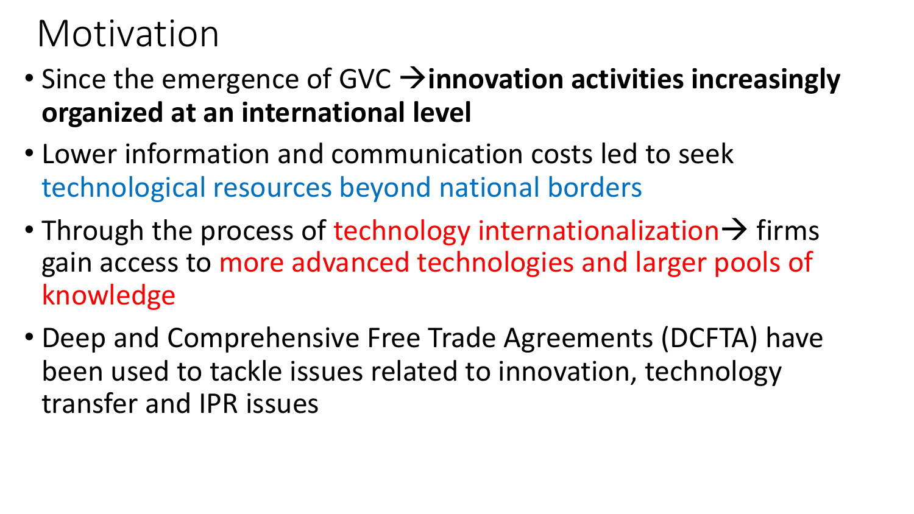# Motivation

- Since the emergence of GVC → **innovation activities increasingly organized at an international level**
- Lower information and communication costs led to seek technological resources beyond national borders
- Through the process of technology internationalization → firms gain access to more advanced technologies and larger pools of knowledge
- Deep and Comprehensive Free Trade Agreements (DCFTA) have been used to tackle issues related to innovation, technology transfer and IPR issues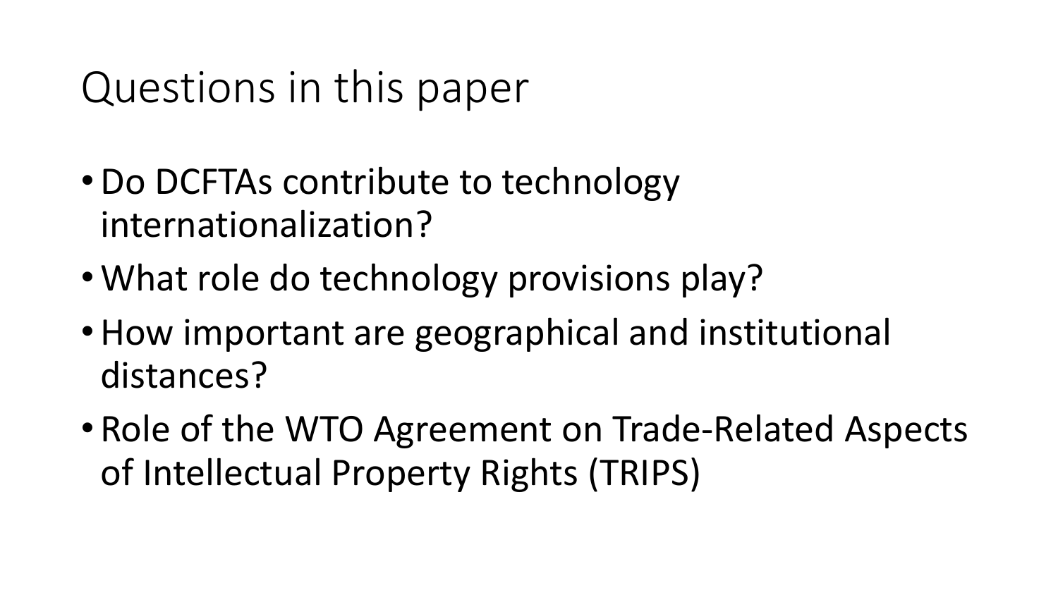# Questions in this paper

- Do DCFTAs contribute to technology internationalization?
- What role do technology provisions play?
- How important are geographical and institutional distances?
- Role of the WTO Agreement on Trade-Related Aspects of Intellectual Property Rights (TRIPS)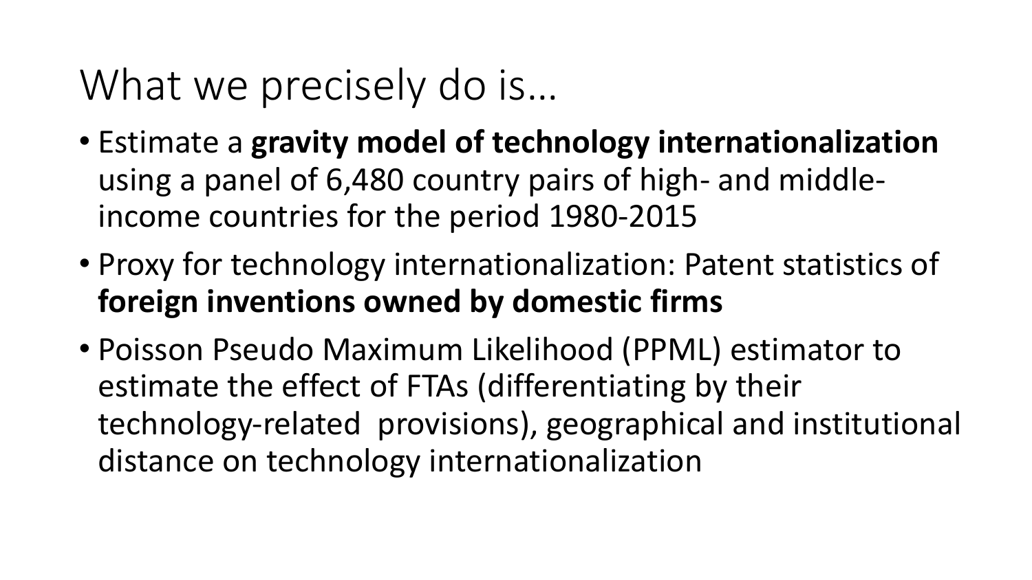# What we precisely do is…

- Estimate a **gravity model of technology internationalization** using a panel of 6,480 country pairs of high- and middle-income countries for the period 1980-2015
- Proxy for technology internationalization: Patent statistics of **foreign inventions owned by domestic firms**
- Poisson Pseudo Maximum Likelihood (PPML) estimator to estimate the effect of FTAs (differentiating by their technology-related provisions), geographical and institutional distance on technology internationalization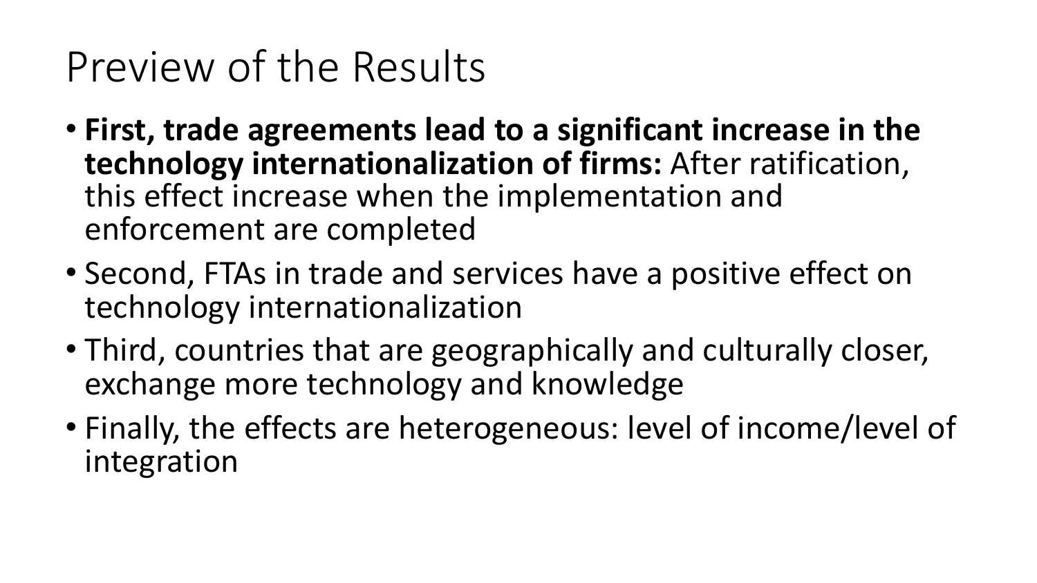# Preview of the Results

- **First, trade agreements lead to a significant increase in the technology internationalization of firms:** After ratification, this effect increase when the implementation and enforcement are completed
- Second, FTAs in trade and services have a positive effect on technology internationalization
- Third, countries that are geographically and culturally closer, exchange more technology and knowledge
- Finally, the effects are heterogeneous: level of income/level of integration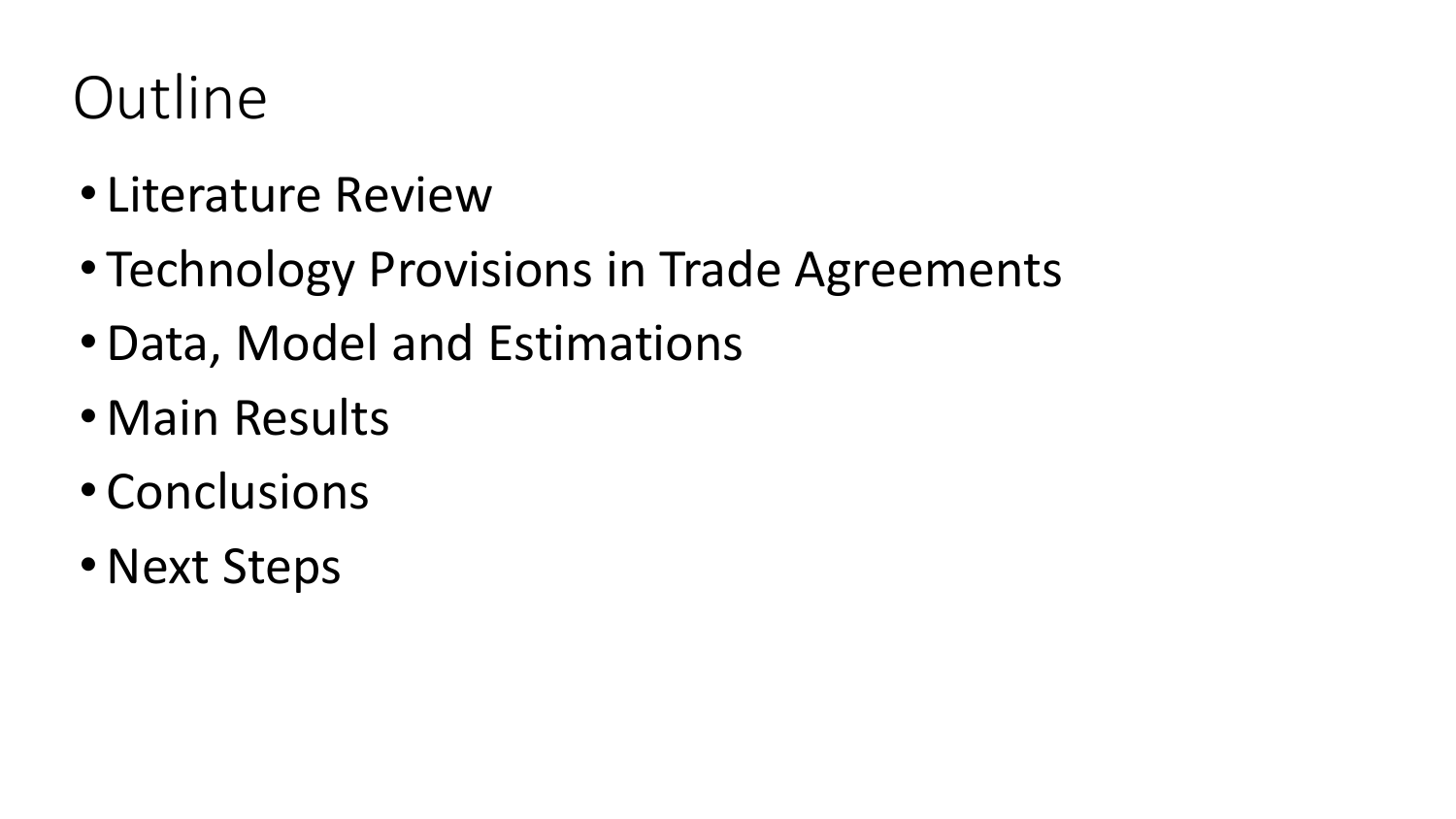# Outline

- Literature Review
- Technology Provisions in Trade Agreements
- Data, Model and Estimations
- Main Results
- Conclusions
- Next Steps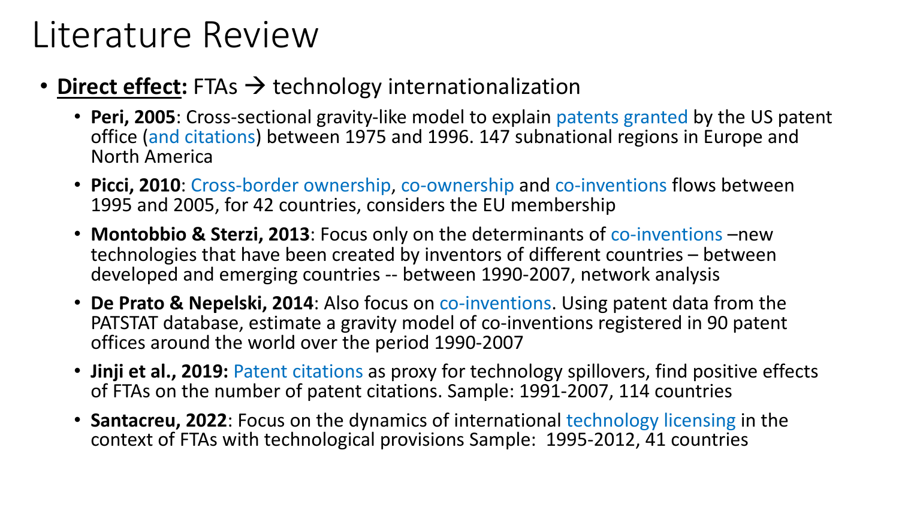# Literature Review

- **Direct effect:** FTAs → technology internationalization
  - **Peri, 2005**: Cross-sectional gravity-like model to explain patents granted by the US patent office (and citations) between 1975 and 1996. 147 subnational regions in Europe and North America
  - **Picci, 2010**: Cross-border ownership, co-ownership and co-inventions flows between 1995 and 2005, for 42 countries, considers the EU membership
  - **Montobbio & Sterzi, 2013**: Focus only on the determinants of co-inventions –new technologies that have been created by inventors of different countries – between developed and emerging countries -- between 1990-2007, network analysis
  - **De Prato & Nepelski, 2014**: Also focus on co-inventions. Using patent data from the PATSTAT database, estimate a gravity model of co-inventions registered in 90 patent offices around the world over the period 1990-2007
  - **Jinji et al., 2019:** Patent citations as proxy for technology spillovers, find positive effects of FTAs on the number of patent citations. Sample: 1991-2007, 114 countries
  - **Santacreu, 2022**: Focus on the dynamics of international technology licensing in the context of FTAs with technological provisions Sample: 1995-2012, 41 countries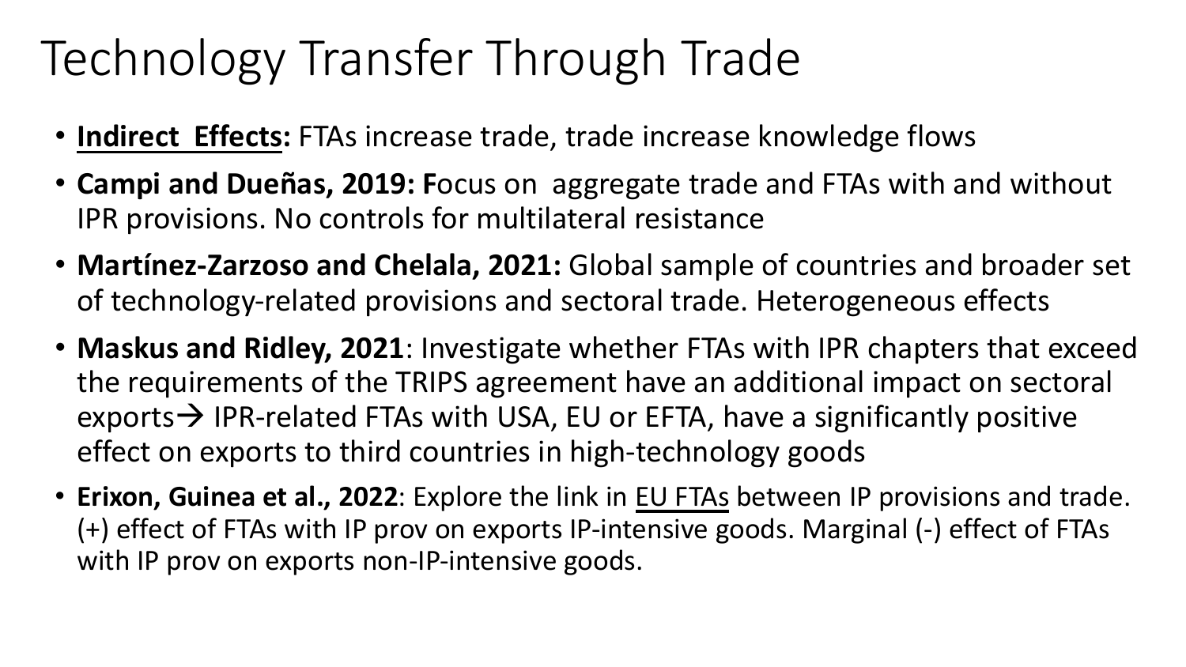# Technology Transfer Through Trade

- <u>**Indirect Effects:**</u> FTAs increase trade, trade increase knowledge flows
- **Campi and Dueñas, 2019: F**ocus on aggregate trade and FTAs with and without IPR provisions. No controls for multilateral resistance
- **Martínez-Zarzoso and Chelala, 2021:** Global sample of countries and broader set of technology-related provisions and sectoral trade. Heterogeneous effects
- **Maskus and Ridley, 2021**: Investigate whether FTAs with IPR chapters that exceed the requirements of the TRIPS agreement have an additional impact on sectoral exports→ IPR-related FTAs with USA, EU or EFTA, have a significantly positive effect on exports to third countries in high-technology goods
- **Erixon, Guinea et al., 2022**: Explore the link in <u>EU FTAs</u> between IP provisions and trade. (+) effect of FTAs with IP prov on exports IP-intensive goods. Marginal (-) effect of FTAs with IP prov on exports non-IP-intensive goods.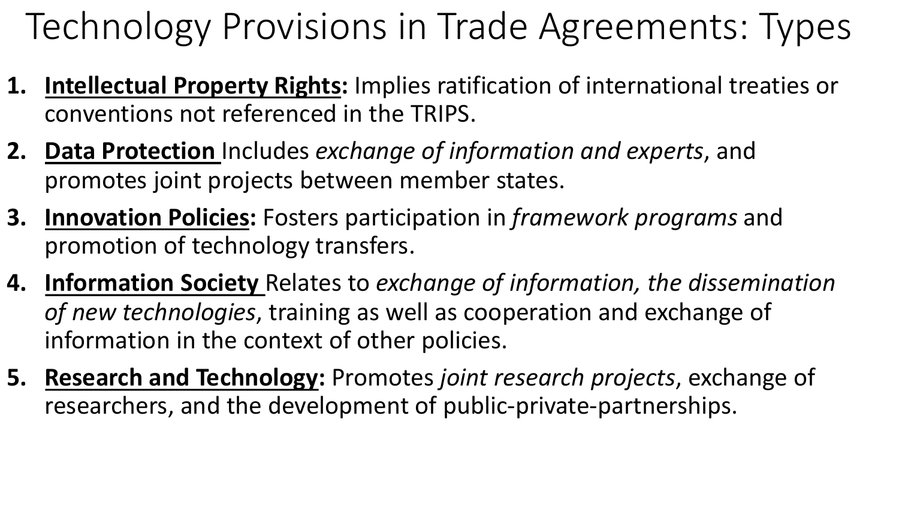# Technology Provisions in Trade Agreements: Types

1. **Intellectual Property Rights:** Implies ratification of international treaties or conventions not referenced in the TRIPS.
2. **Data Protection** Includes *exchange of information and experts*, and promotes joint projects between member states.
3. **Innovation Policies:** Fosters participation in *framework programs* and promotion of technology transfers.
4. **Information Society** Relates to *exchange of information, the dissemination of new technologies*, training as well as cooperation and exchange of information in the context of other policies.
5. **Research and Technology:** Promotes *joint research projects*, exchange of researchers, and the development of public-private-partnerships.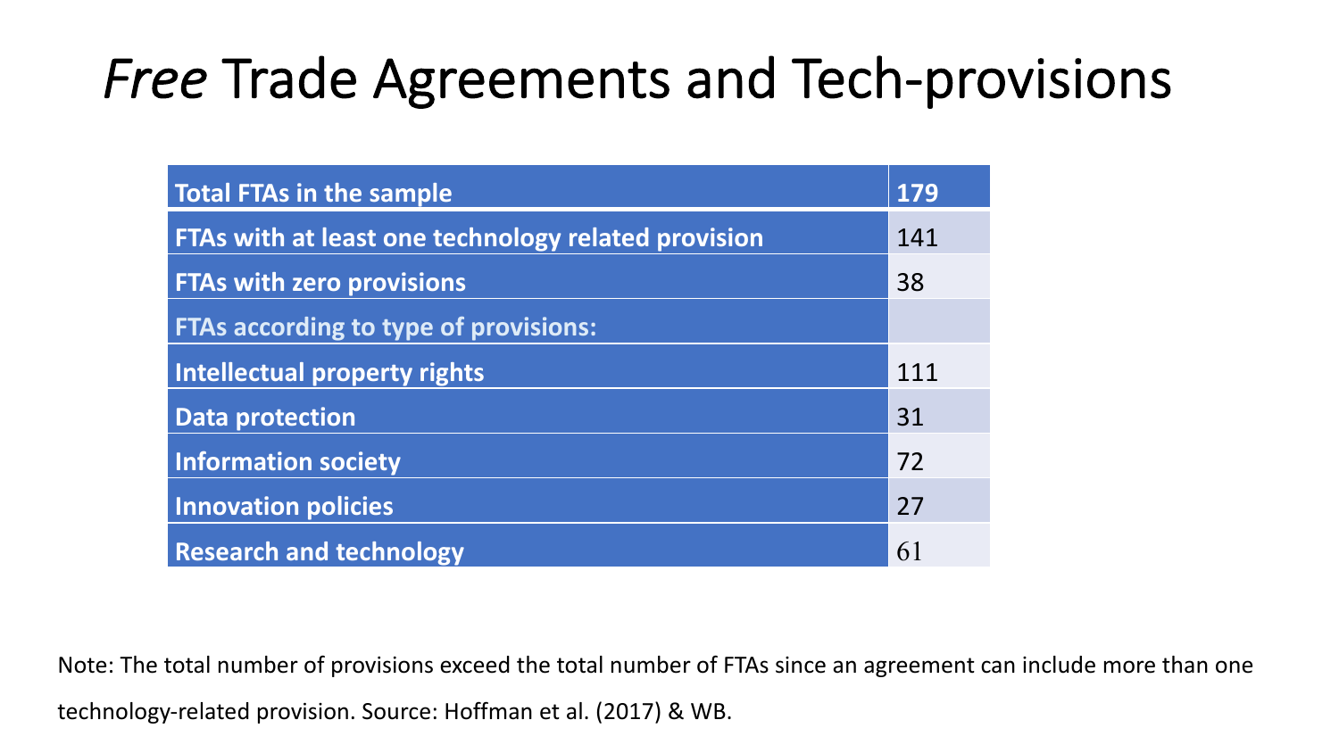# *Free* Trade Agreements and Tech-provisions

| Total FTAs in the sample | 179 |
|---|---|
| FTAs with at least one technology related provision | 141 |
| FTAs with zero provisions | 38 |
| FTAs according to type of provisions: | |
| Intellectual property rights | 111 |
| Data protection | 31 |
| Information society | 72 |
| Innovation policies | 27 |
| Research and technology | 61 |

Note: The total number of provisions exceed the total number of FTAs since an agreement can include more than one technology-related provision. Source: Hoffman et al. (2017) & WB.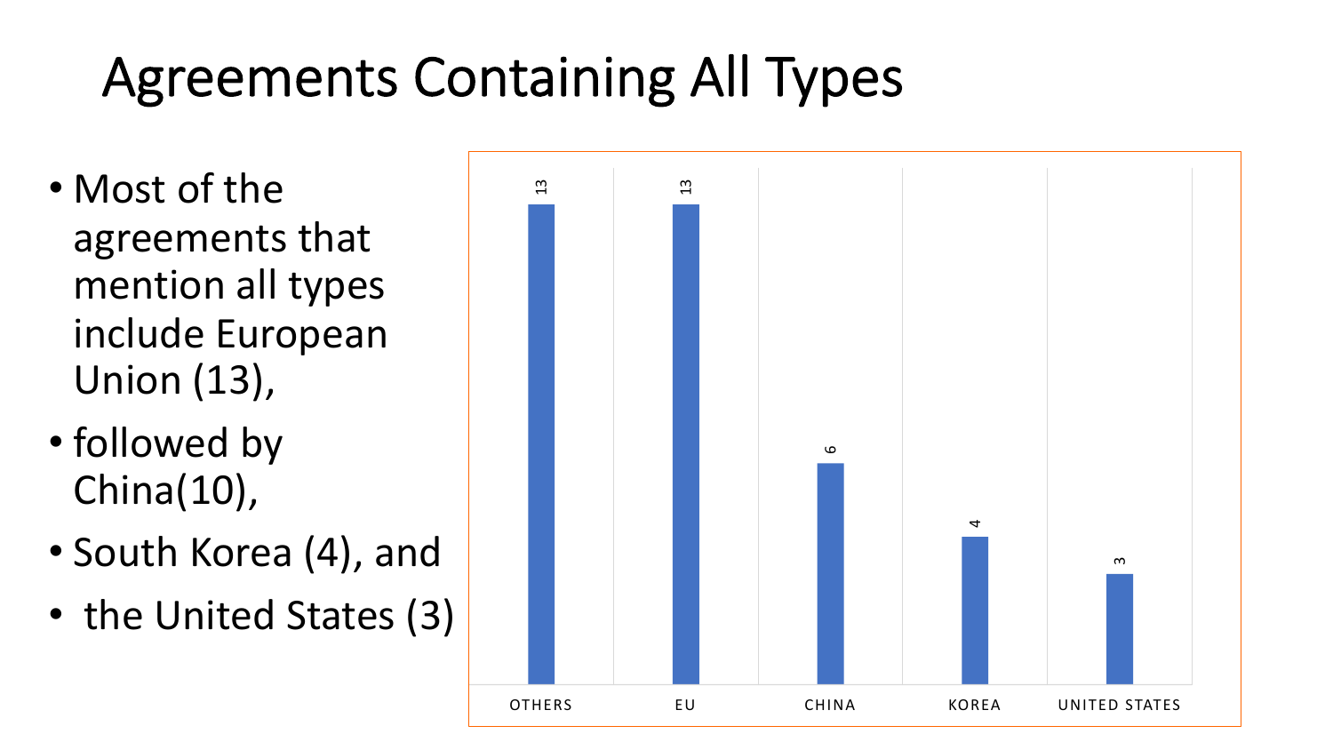# Agreements Containing All Types

- Most of the agreements that mention all types include European Union (13),
- followed by China(10),
- South Korea (4), and
- the United States (3)

| Category | Value |
| --- | --- |
| OTHERS | 13 |
| EU | 13 |
| CHINA | 6 |
| KOREA | 4 |
| UNITED STATES | 3 |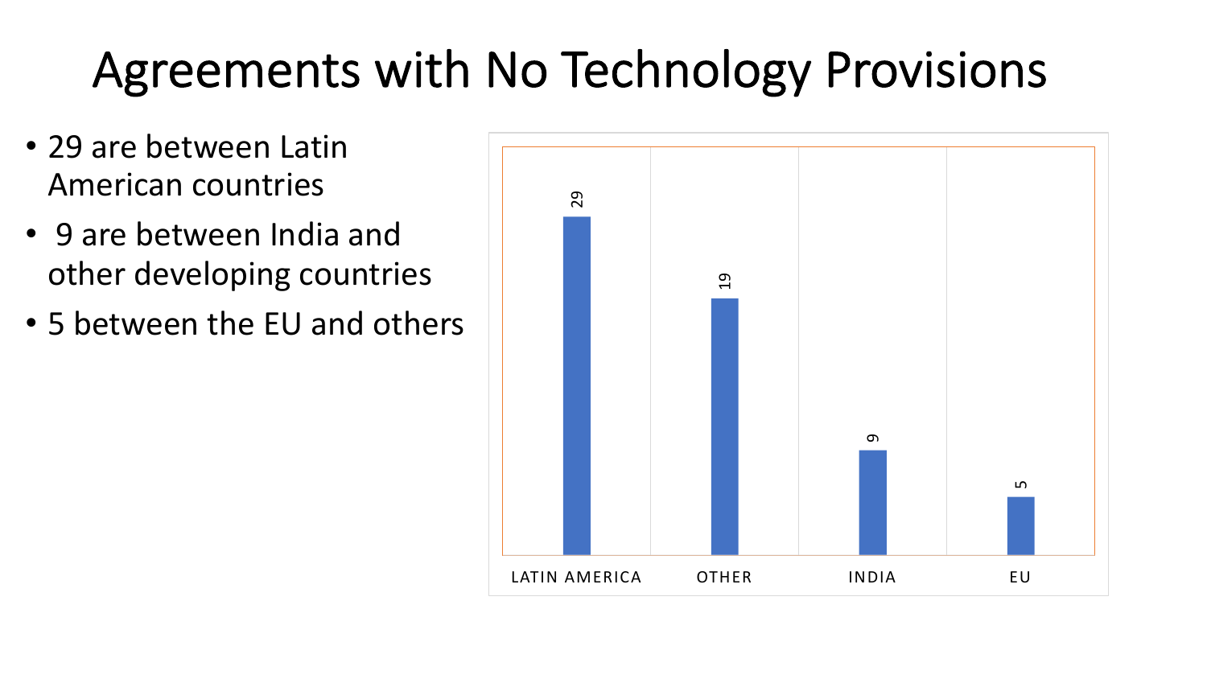# Agreements with No Technology Provisions

- 29 are between Latin American countries
- 9 are between India and other developing countries
- 5 between the EU and others

| | LATIN AMERICA | OTHER | INDIA | EU |
|---|---|---|---|---|
| | 29 | 19 | 9 | 5 |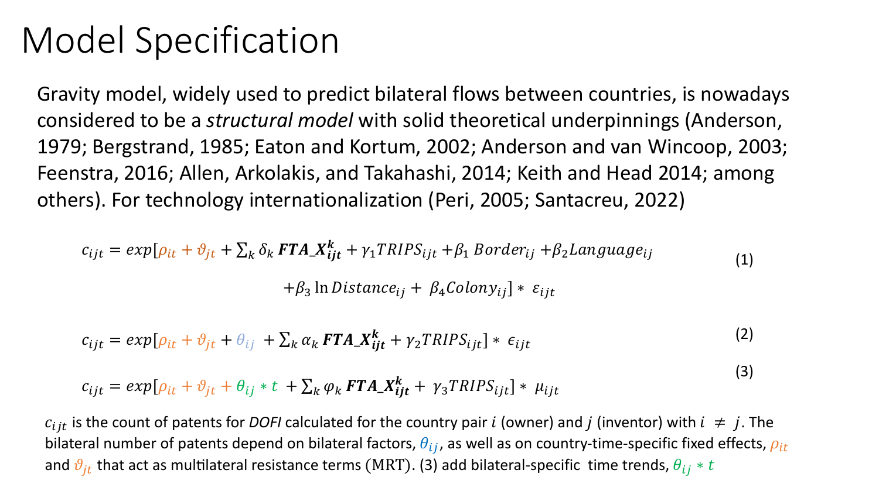# Model Specification

Gravity model, widely used to predict bilateral flows between countries, is nowadays considered to be a *structural model* with solid theoretical underpinnings (Anderson, 1979; Bergstrand, 1985; Eaton and Kortum, 2002; Anderson and van Wincoop, 2003; Feenstra, 2016; Allen, Arkolakis, and Takahashi, 2014; Keith and Head 2014; among others). For technology internationalization (Peri, 2005; Santacreu, 2022)

$$c_{ijt} = exp[\rho_{it} + \vartheta_{jt} + \sum_k \delta_k \boldsymbol{FTA\_X_{ijt}^k} + \gamma_1 TRIPS_{ijt} + \beta_1 \, Border_{ij} + \beta_2 Language_{ij} + \beta_3 \ln Distance_{ij} + \beta_4 Colony_{ij}] * \varepsilon_{ijt} \tag{1}$$

$$c_{ijt} = exp[\rho_{it} + \vartheta_{jt} + \theta_{ij} + \sum_k \alpha_k \boldsymbol{FTA\_X_{ijt}^k} + \gamma_2 TRIPS_{ijt}] * \epsilon_{ijt} \tag{2}$$

$$c_{ijt} = exp[\rho_{it} + \vartheta_{jt} + \theta_{ij} * t + \sum_k \varphi_k \boldsymbol{FTA\_X_{ijt}^k} + \gamma_3 TRIPS_{ijt}] * \mu_{ijt} \tag{3}$$

$c_{ijt}$ is the count of patents for *DOFI* calculated for the country pair $i$ (owner) and $j$ (inventor) with $i \neq j$. The bilateral number of patents depend on bilateral factors, $\theta_{ij}$, as well as on country-time-specific fixed effects, $\rho_{it}$ and $\vartheta_{jt}$ that act as multilateral resistance terms (MRT). (3) add bilateral-specific time trends, $\theta_{ij} * t$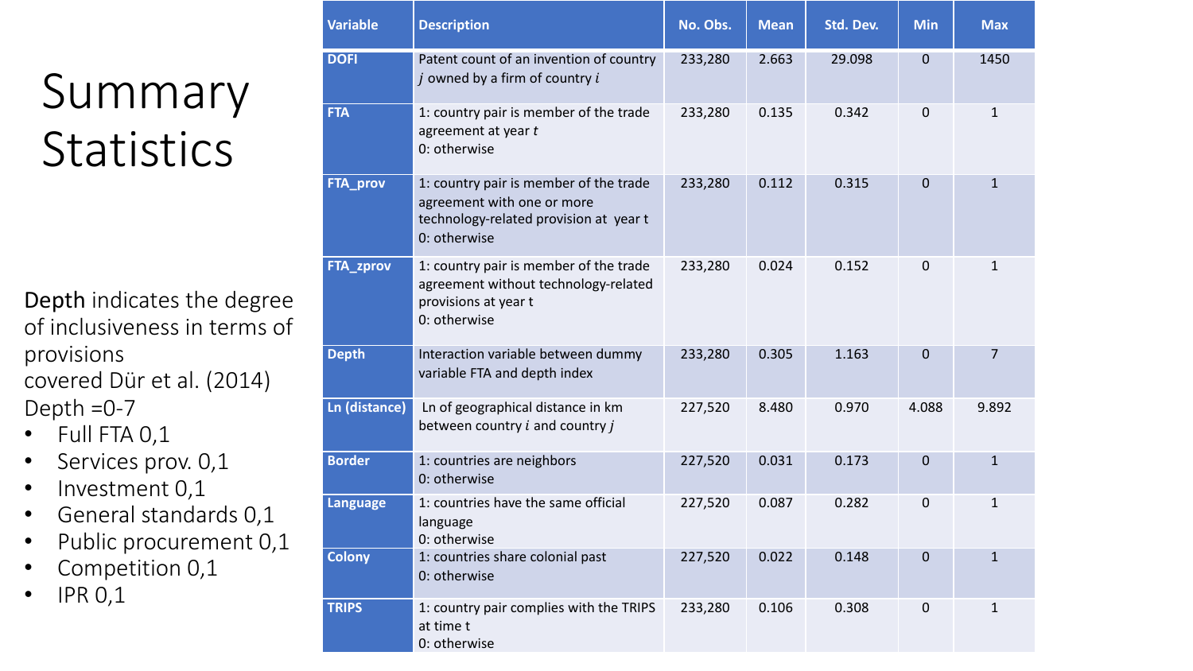# Summary Statistics

**Depth** indicates the degree of inclusiveness in terms of provisions covered Dür et al. (2014)

Depth =0-7

- Full FTA 0,1
- Services prov. 0,1
- Investment 0,1
- General standards 0,1
- Public procurement 0,1
- Competition 0,1
- IPR 0,1

| Variable | Description | No. Obs. | Mean | Std. Dev. | Min | Max |
|---|---|---|---|---|---|---|
| DOFI | Patent count of an invention of country $j$ owned by a firm of country $i$ | 233,280 | 2.663 | 29.098 | 0 | 1450 |
| FTA | 1: country pair is member of the trade agreement at year $t$<br>0: otherwise | 233,280 | 0.135 | 0.342 | 0 | 1 |
| FTA_prov | 1: country pair is member of the trade agreement with one or more technology-related provision at year t<br>0: otherwise | 233,280 | 0.112 | 0.315 | 0 | 1 |
| FTA_zprov | 1: country pair is member of the trade agreement without technology-related provisions at year t<br>0: otherwise | 233,280 | 0.024 | 0.152 | 0 | 1 |
| Depth | Interaction variable between dummy variable FTA and depth index | 233,280 | 0.305 | 1.163 | 0 | 7 |
| Ln (distance) | Ln of geographical distance in km between country $i$ and country $j$ | 227,520 | 8.480 | 0.970 | 4.088 | 9.892 |
| Border | 1: countries are neighbors<br>0: otherwise | 227,520 | 0.031 | 0.173 | 0 | 1 |
| Language | 1: countries have the same official language<br>0: otherwise | 227,520 | 0.087 | 0.282 | 0 | 1 |
| Colony | 1: countries share colonial past<br>0: otherwise | 227,520 | 0.022 | 0.148 | 0 | 1 |
| TRIPS | 1: country pair complies with the TRIPS at time t<br>0: otherwise | 233,280 | 0.106 | 0.308 | 0 | 1 |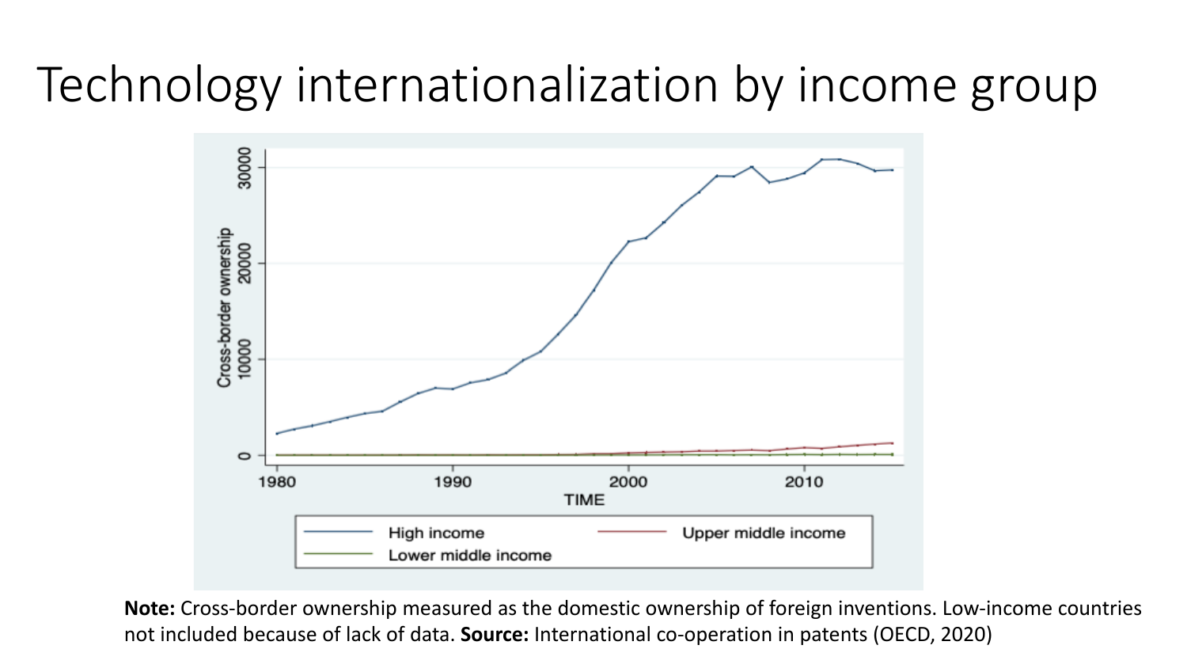# Technology internationalization by income group

**Note:** Cross-border ownership measured as the domestic ownership of foreign inventions. Low-income countries not included because of lack of data. **Source:** International co-operation in patents (OECD, 2020)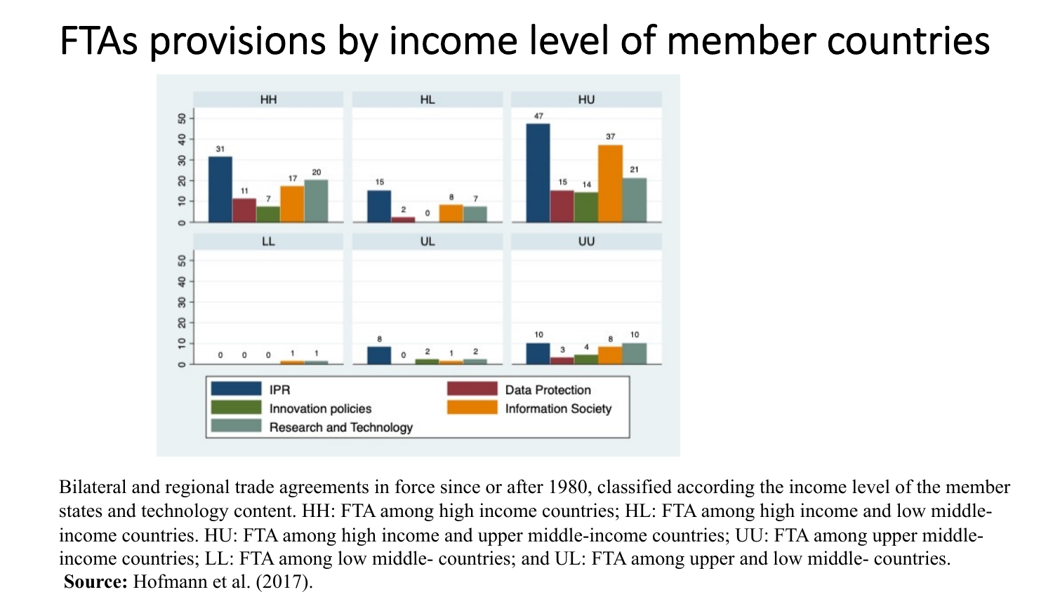# FTAs provisions by income level of member countries

| | IPR | Data Protection | Innovation policies | Information Society | Research and Technology |
|---|---|---|---|---|---|
| HH | 31 | 11 | 7 | 17 | 20 |
| HL | 15 | 2 | 0 | 8 | 7 |
| HU | 47 | 15 | 14 | 37 | 21 |
| LL | 0 | 0 | 0 | 1 | 1 |
| UL | 8 | 0 | 2 | 1 | 2 |
| UU | 10 | 3 | 4 | 8 | 10 |

Bilateral and regional trade agreements in force since or after 1980, classified according the income level of the member states and technology content. HH: FTA among high income countries; HL: FTA among high income and low middle-income countries. HU: FTA among high income and upper middle-income countries; UU: FTA among upper middle-income countries; LL: FTA among low middle- countries; and UL: FTA among upper and low middle- countries.
**Source:** Hofmann et al. (2017).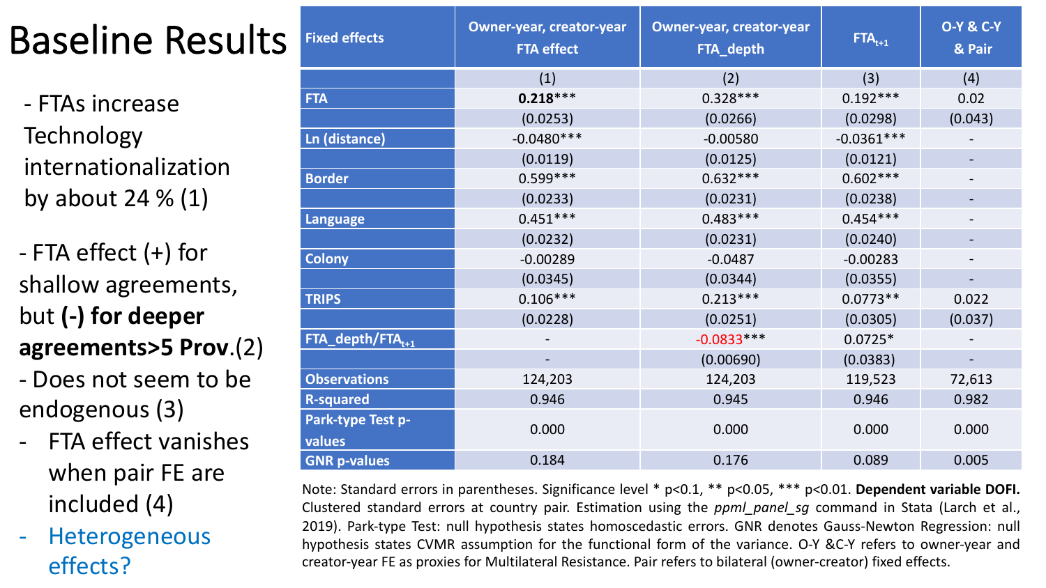# Baseline Results

- FTAs increase Technology internationalization by about 24 % (1)
- FTA effect (+) for shallow agreements, but **(-) for deeper agreements>5 Prov.**(2)
- Does not seem to be endogenous (3)
- FTA effect vanishes when pair FE are included (4)
- Heterogeneous effects?

| Fixed effects | Owner-year, creator-year FTA effect | Owner-year, creator-year FTA_depth | $FTA_{t+1}$ | O-Y & C-Y & Pair |
|---|---|---|---|---|
| | (1) | (2) | (3) | (4) |
| FTA | **0.218***** | 0.328*** | 0.192*** | 0.02 |
| | (0.0253) | (0.0266) | (0.0298) | (0.043) |
| Ln (distance) | -0.0480*** | -0.00580 | -0.0361*** | - |
| | (0.0119) | (0.0125) | (0.0121) | - |
| Border | 0.599*** | 0.632*** | 0.602*** | - |
| | (0.0233) | (0.0231) | (0.0238) | - |
| Language | 0.451*** | 0.483*** | 0.454*** | - |
| | (0.0232) | (0.0231) | (0.0240) | - |
| Colony | -0.00289 | -0.0487 | -0.00283 | - |
| | (0.0345) | (0.0344) | (0.0355) | - |
| TRIPS | 0.106*** | 0.213*** | 0.0773** | 0.022 |
| | (0.0228) | (0.0251) | (0.0305) | (0.037) |
| FTA_depth/$FTA_{t+1}$ | - | -0.0833*** | 0.0725* | - |
| | - | (0.00690) | (0.0383) | - |
| Observations | 124,203 | 124,203 | 119,523 | 72,613 |
| R-squared | 0.946 | 0.945 | 0.946 | 0.982 |
| Park-type Test p-values | 0.000 | 0.000 | 0.000 | 0.000 |
| GNR p-values | 0.184 | 0.176 | 0.089 | 0.005 |

Note: Standard errors in parentheses. Significance level * p<0.1, ** p<0.05, *** p<0.01. **Dependent variable DOFI.** Clustered standard errors at country pair. Estimation using the *ppml_panel_sg* command in Stata (Larch et al., 2019). Park-type Test: null hypothesis states homoscedastic errors. GNR denotes Gauss-Newton Regression: null hypothesis states CVMR assumption for the functional form of the variance. O-Y &C-Y refers to owner-year and creator-year FE as proxies for Multilateral Resistance. Pair refers to bilateral (owner-creator) fixed effects.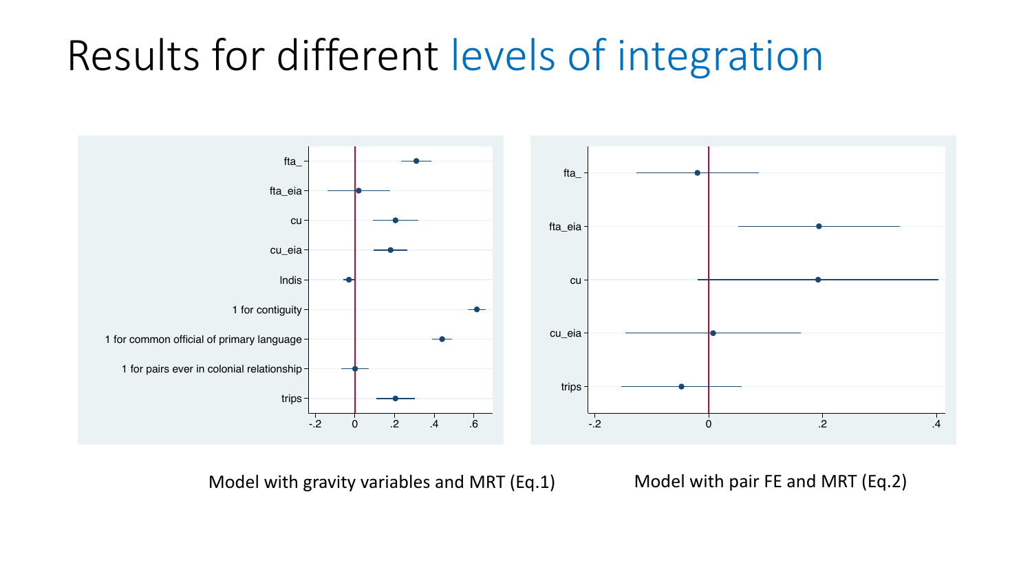# Results for different levels of integration

Model with gravity variables and MRT (Eq.1)

Model with pair FE and MRT (Eq.2)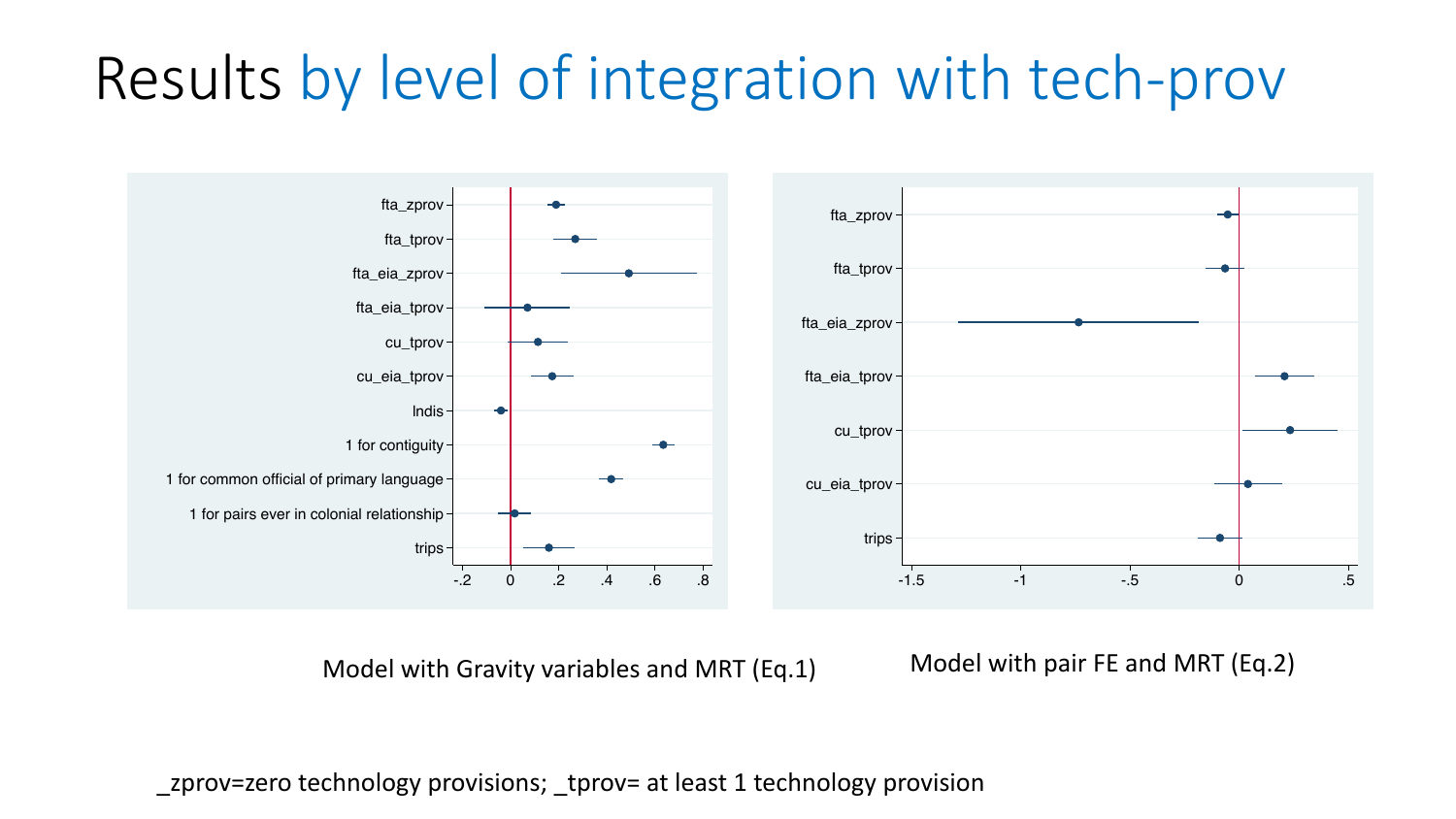# Results by level of integration with tech-prov

Model with Gravity variables and MRT (Eq.1)

Model with pair FE and MRT (Eq.2)

_zprov=zero technology provisions; _tprov= at least 1 technology provision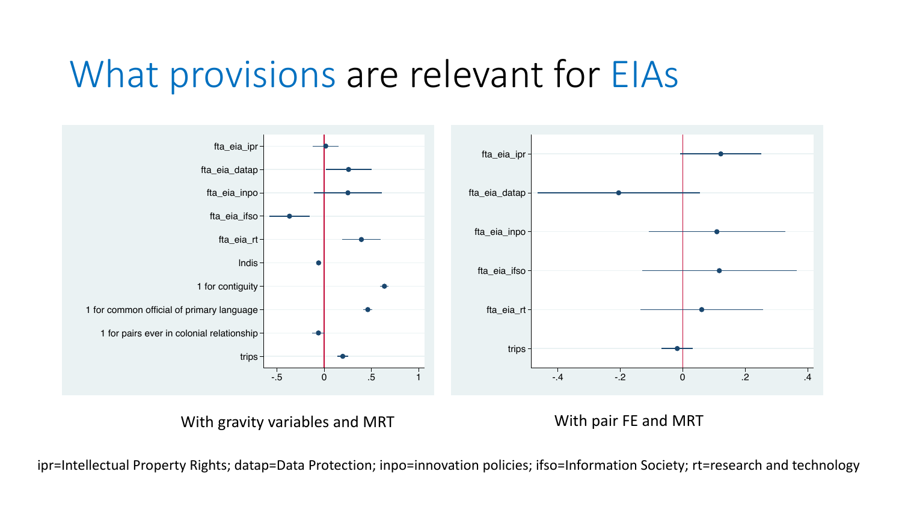# What provisions are relevant for EIAs

With gravity variables and MRT

With pair FE and MRT

ipr=Intellectual Property Rights; datap=Data Protection; inpo=innovation policies; ifso=Information Society; rt=research and technology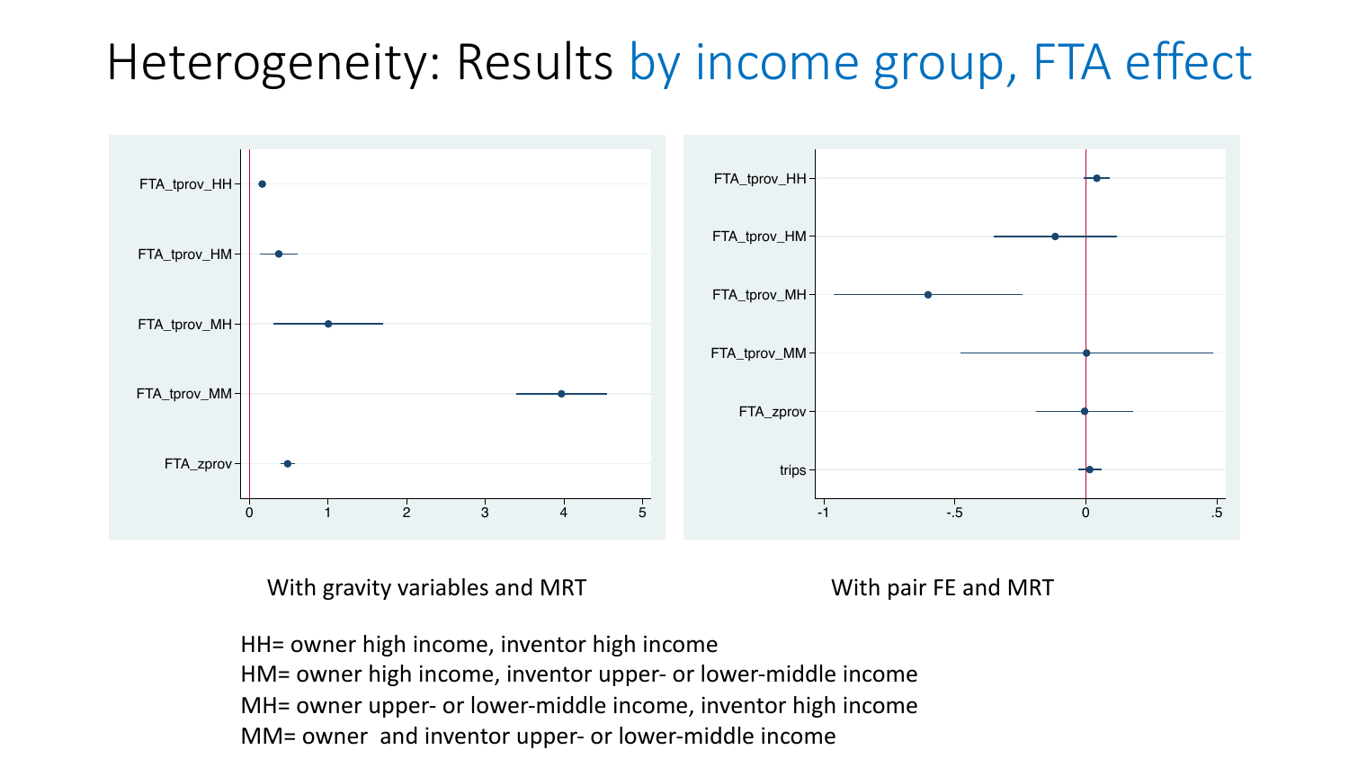# Heterogeneity: Results by income group, FTA effect

With gravity variables and MRT

With pair FE and MRT

HH= owner high income, inventor high income
HM= owner high income, inventor upper- or lower-middle income
MH= owner upper- or lower-middle income, inventor high income
MM= owner and inventor upper- or lower-middle income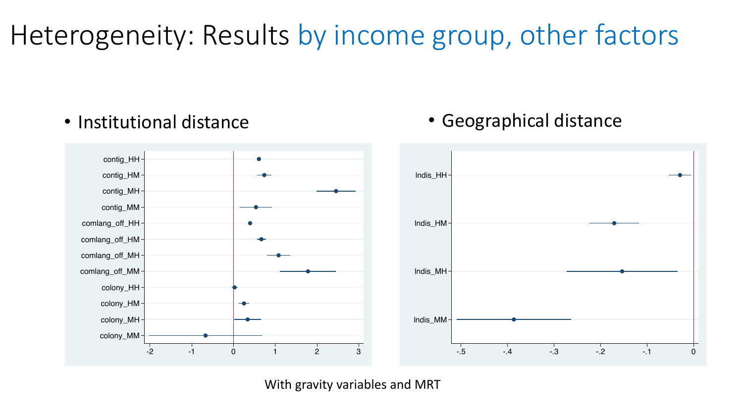# Heterogeneity: Results by income group, other factors

- Institutional distance
- Geographical distance

With gravity variables and MRT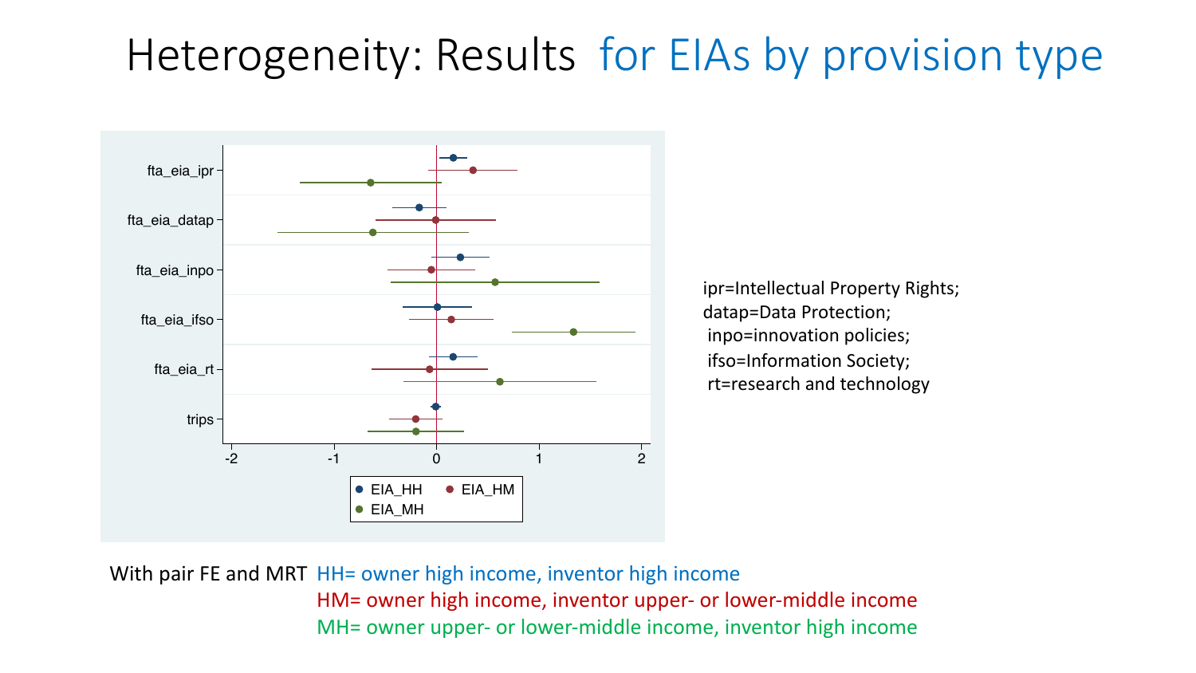# Heterogeneity: Results for EIAs by provision type

ipr=Intellectual Property Rights;
datap=Data Protection;
inpo=innovation policies;
ifso=Information Society;
rt=research and technology

With pair FE and MRT HH= owner high income, inventor high income
HM= owner high income, inventor upper- or lower-middle income
MH= owner upper- or lower-middle income, inventor high income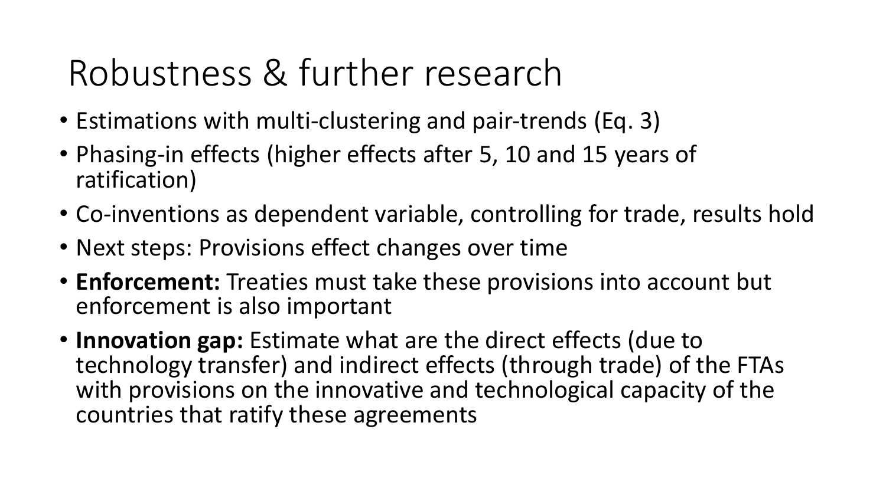# Robustness & further research

- Estimations with multi-clustering and pair-trends (Eq. 3)
- Phasing-in effects (higher effects after 5, 10 and 15 years of ratification)
- Co-inventions as dependent variable, controlling for trade, results hold
- Next steps: Provisions effect changes over time
- **Enforcement:** Treaties must take these provisions into account but enforcement is also important
- **Innovation gap:** Estimate what are the direct effects (due to technology transfer) and indirect effects (through trade) of the FTAs with provisions on the innovative and technological capacity of the countries that ratify these agreements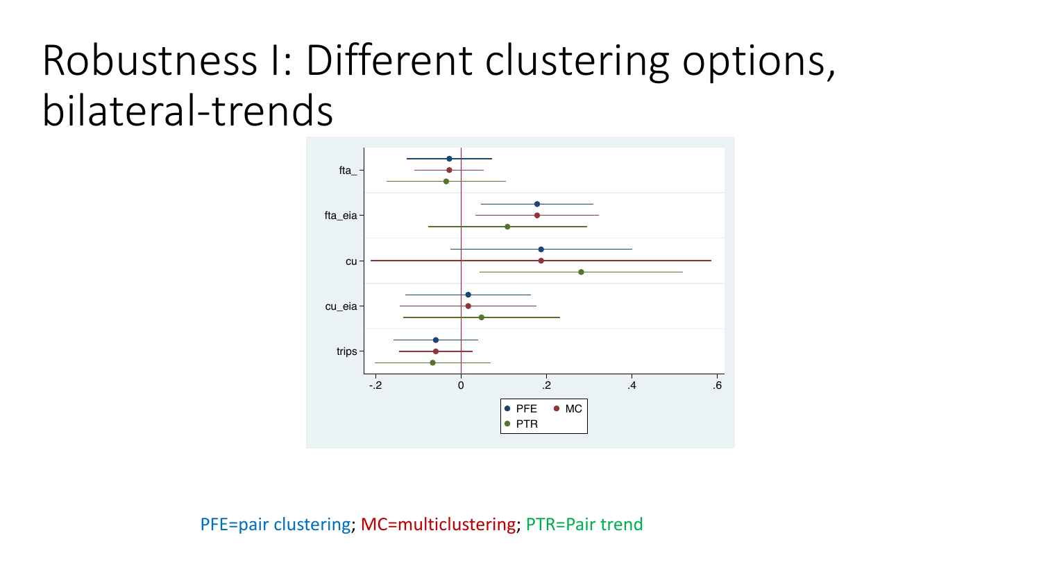# Robustness I: Different clustering options, bilateral-trends

PFE=pair clustering; MC=multiclustering; PTR=Pair trend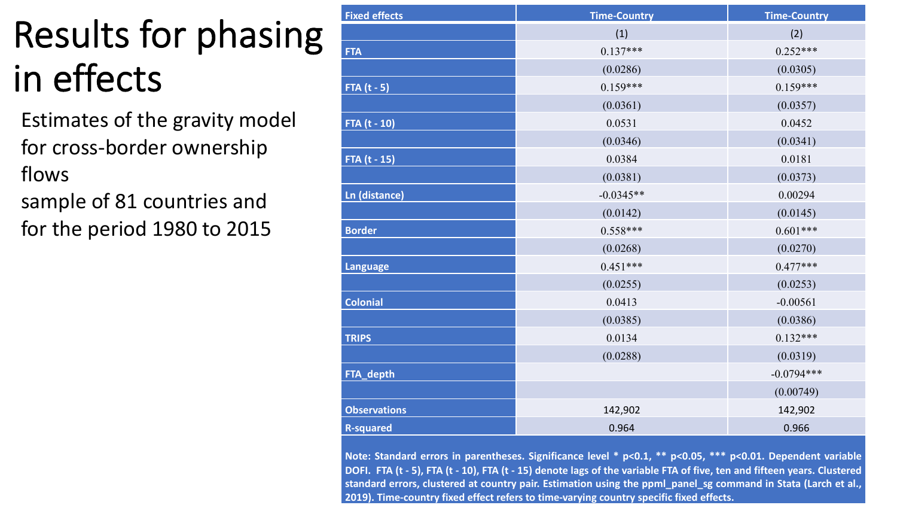# Results for phasing in effects

Estimates of the gravity model for cross-border ownership flows

sample of 81 countries and for the period 1980 to 2015

| Fixed effects | Time-Country | Time-Country |
|---|---|---|
| | (1) | (2) |
| FTA | 0.137*** | 0.252*** |
| | (0.0286) | (0.0305) |
| FTA (t - 5) | 0.159*** | 0.159*** |
| | (0.0361) | (0.0357) |
| FTA (t - 10) | 0.0531 | 0.0452 |
| | (0.0346) | (0.0341) |
| FTA (t - 15) | 0.0384 | 0.0181 |
| | (0.0381) | (0.0373) |
| Ln (distance) | -0.0345** | 0.00294 |
| | (0.0142) | (0.0145) |
| Border | 0.558*** | 0.601*** |
| | (0.0268) | (0.0270) |
| Language | 0.451*** | 0.477*** |
| | (0.0255) | (0.0253) |
| Colonial | 0.0413 | -0.00561 |
| | (0.0385) | (0.0386) |
| TRIPS | 0.0134 | 0.132*** |
| | (0.0288) | (0.0319) |
| FTA_depth | | -0.0794*** |
| | | (0.00749) |
| Observations | 142,902 | 142,902 |
| R-squared | 0.964 | 0.966 |

**Note: Standard errors in parentheses. Significance level * p<0.1, ** p<0.05, *** p<0.01. Dependent variable DOFI. FTA (t - 5), FTA (t - 10), FTA (t - 15) denote lags of the variable FTA of five, ten and fifteen years. Clustered standard errors, clustered at country pair. Estimation using the ppml_panel_sg command in Stata (Larch et al., 2019). Time-country fixed effect refers to time-varying country specific fixed effects.**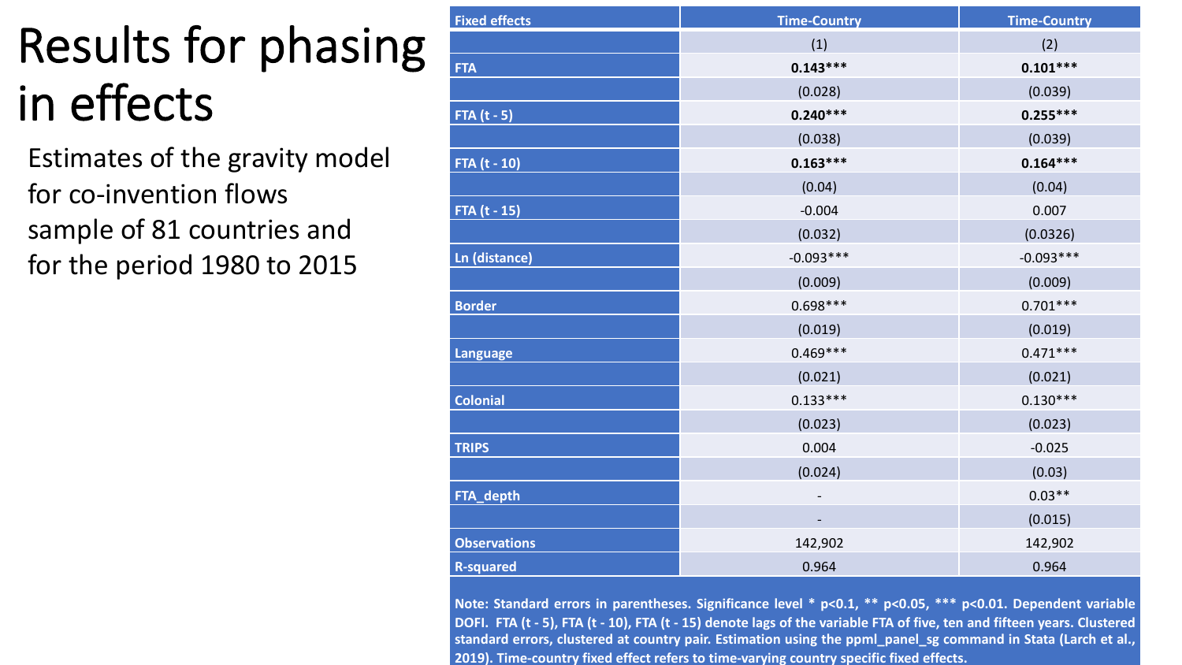# Results for phasing in effects

Estimates of the gravity model for co-invention flows sample of 81 countries and for the period 1980 to 2015

| Fixed effects | Time-Country | Time-Country |
|---|---|---|
| | (1) | (2) |
| **FTA** | **0.143*****| **0.101*****|
| | (0.028) | (0.039) |
| **FTA (t - 5)** | **0.240*****| **0.255*****|
| | (0.038) | (0.039) |
| **FTA (t - 10)** | **0.163*****| **0.164*****|
| | (0.04) | (0.04) |
| **FTA (t - 15)** | -0.004 | 0.007 |
| | (0.032) | (0.0326) |
| **Ln (distance)** | -0.093*** | -0.093*** |
| | (0.009) | (0.009) |
| **Border** | 0.698*** | 0.701*** |
| | (0.019) | (0.019) |
| **Language** | 0.469*** | 0.471*** |
| | (0.021) | (0.021) |
| **Colonial** | 0.133*** | 0.130*** |
| | (0.023) | (0.023) |
| **TRIPS** | 0.004 | -0.025 |
| | (0.024) | (0.03) |
| **FTA_depth** | - | 0.03** |
| | - | (0.015) |
| **Observations** | 142,902 | 142,902 |
| **R-squared** | 0.964 | 0.964 |

**Note: Standard errors in parentheses. Significance level * p<0.1, ** p<0.05, *** p<0.01. Dependent variable DOFI. FTA (t - 5), FTA (t - 10), FTA (t - 15) denote lags of the variable FTA of five, ten and fifteen years. Clustered standard errors, clustered at country pair. Estimation using the ppml_panel_sg command in Stata (Larch et al., 2019). Time-country fixed effect refers to time-varying country specific fixed effects.**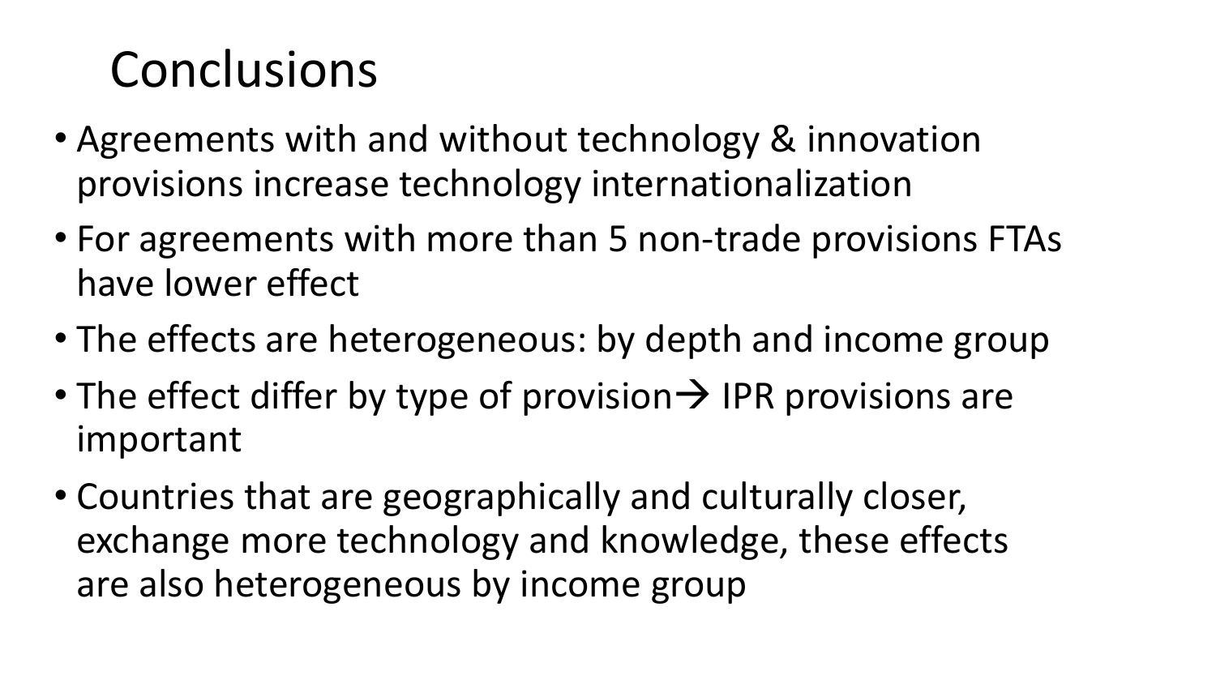# Conclusions

- Agreements with and without technology & innovation provisions increase technology internationalization
- For agreements with more than 5 non-trade provisions FTAs have lower effect
- The effects are heterogeneous: by depth and income group
- The effect differ by type of provision→ IPR provisions are important
- Countries that are geographically and culturally closer, exchange more technology and knowledge, these effects are also heterogeneous by income group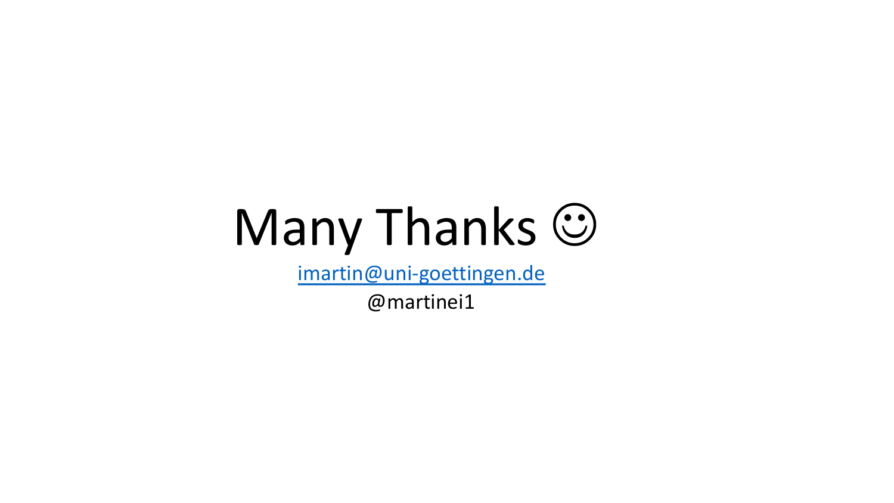# Many Thanks ☺

imartin@uni-goettingen.de

@martinei1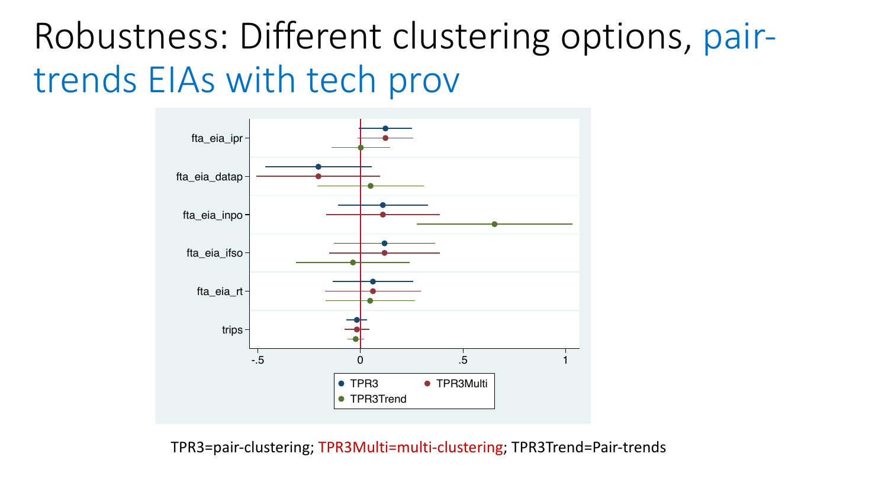# Robustness: Different clustering options, pair-trends EIAs with tech prov

TPR3=pair-clustering; TPR3Multi=multi-clustering; TPR3Trend=Pair-trends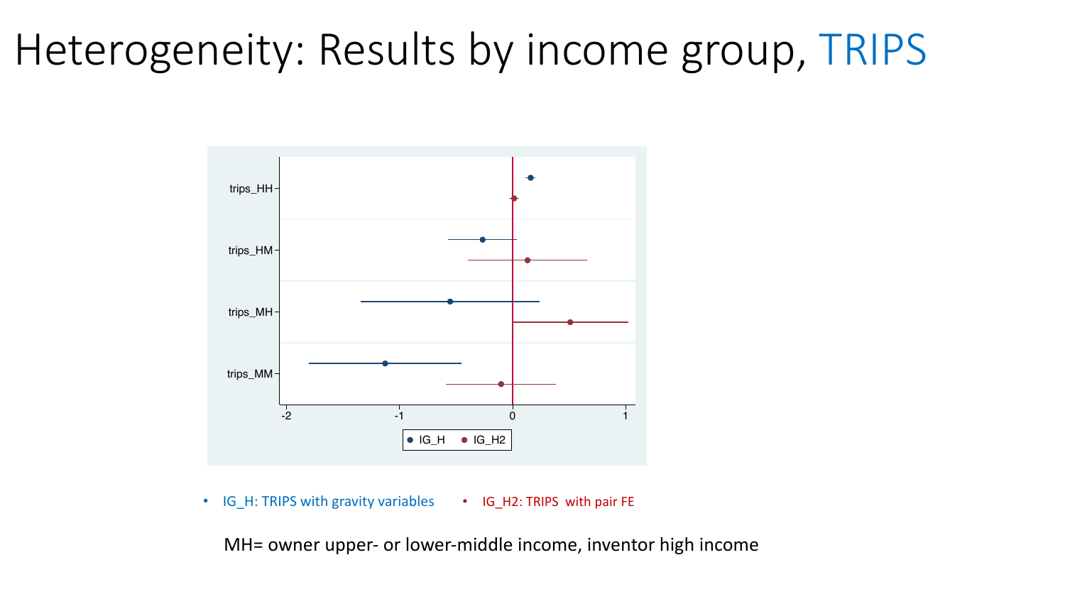# Heterogeneity: Results by income group, TRIPS

- IG_H: TRIPS with gravity variables
- IG_H2: TRIPS with pair FE

MH= owner upper- or lower-middle income, inventor high income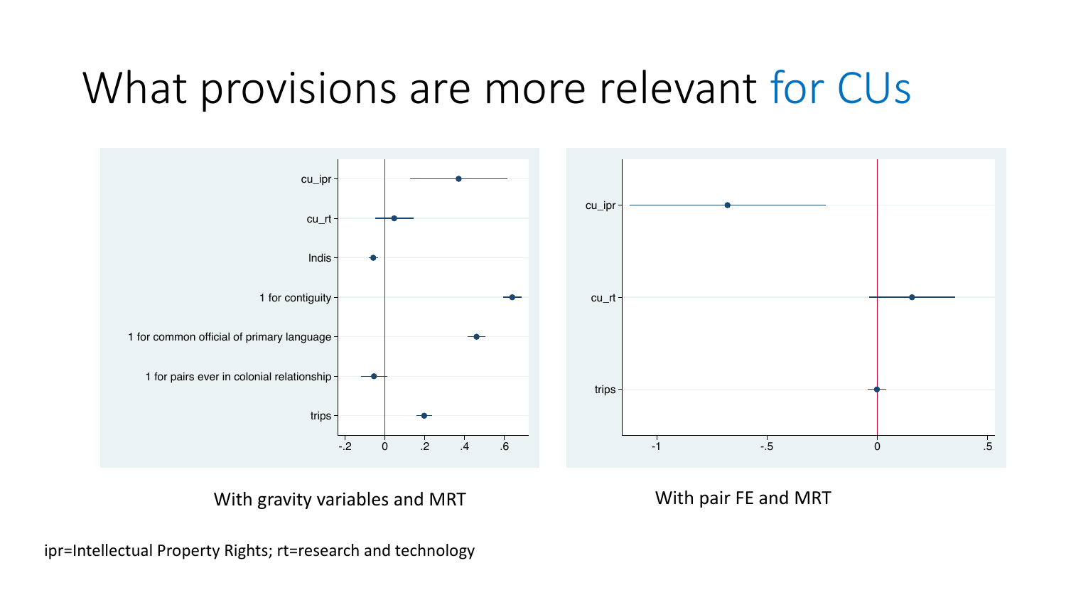# What provisions are more relevant for CUs

cu_ipr

cu_rt

lndis

1 for contiguity

1 for common official of primary language

1 for pairs ever in colonial relationship

trips

-.2 0 .2 .4 .6

With gravity variables and MRT

cu_ipr

cu_rt

trips

-1 -.5 0 .5

With pair FE and MRT

ipr=Intellectual Property Rights; rt=research and technology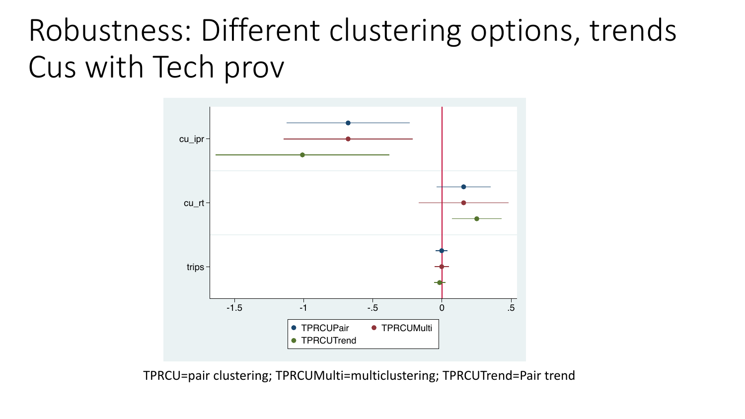# Robustness: Different clustering options, trends Cus with Tech prov

TPRCU=pair clustering; TPRCUMulti=multiclustering; TPRCUTrend=Pair trend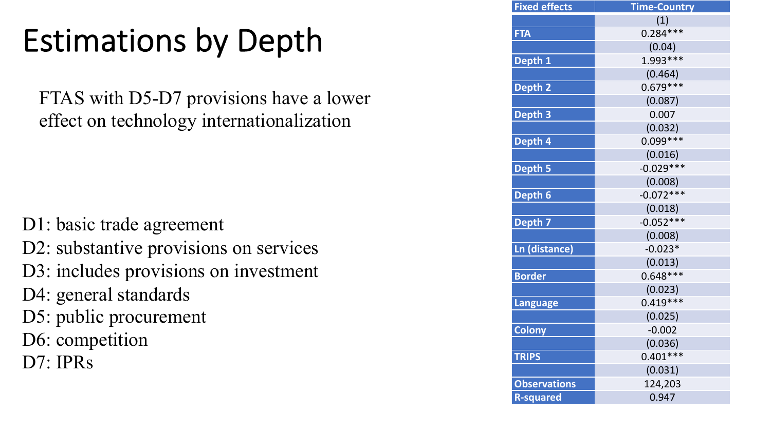# Estimations by Depth

FTAS with D5-D7 provisions have a lower effect on technology internationalization

D1: basic trade agreement
D2: substantive provisions on services
D3: includes provisions on investment
D4: general standards
D5: public procurement
D6: competition
D7: IPRs

| Fixed effects | Time-Country |
|---|---|
| | (1) |
| FTA | 0.284*** |
| | (0.04) |
| Depth 1 | 1.993*** |
| | (0.464) |
| Depth 2 | 0.679*** |
| | (0.087) |
| Depth 3 | 0.007 |
| | (0.032) |
| Depth 4 | 0.099*** |
| | (0.016) |
| Depth 5 | -0.029*** |
| | (0.008) |
| Depth 6 | -0.072*** |
| | (0.018) |
| Depth 7 | -0.052*** |
| | (0.008) |
| Ln (distance) | -0.023* |
| | (0.013) |
| Border | 0.648*** |
| | (0.023) |
| Language | 0.419*** |
| | (0.025) |
| Colony | -0.002 |
| | (0.036) |
| TRIPS | 0.401*** |
| | (0.031) |
| Observations | 124,203 |
| R-squared | 0.947 |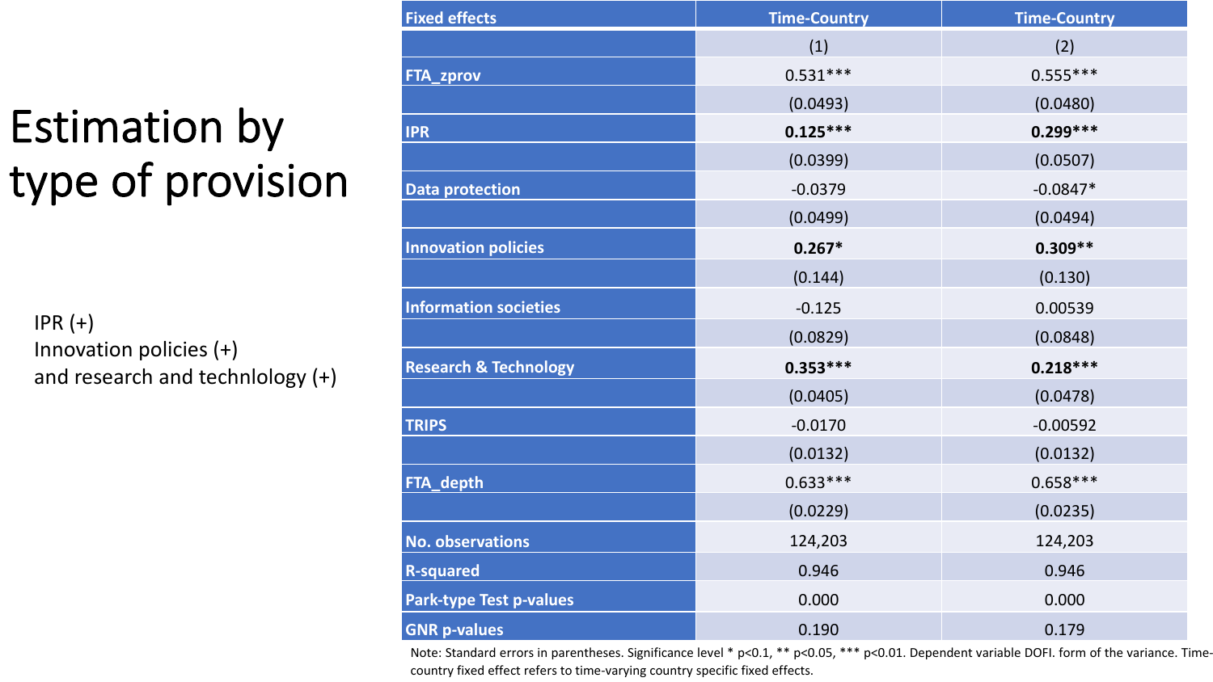# Estimation by type of provision

IPR (+)
Innovation policies (+)
and research and technlology (+)

| Fixed effects | Time-Country | Time-Country |
|---|---|---|
| | (1) | (2) |
| FTA_zprov | 0.531*** | 0.555*** |
| | (0.0493) | (0.0480) |
| IPR | **0.125*** ** | **0.299*** ** |
| | (0.0399) | (0.0507) |
| Data protection | -0.0379 | -0.0847* |
| | (0.0499) | (0.0494) |
| Innovation policies | **0.267* ** | **0.309** ** |
| | (0.144) | (0.130) |
| Information societies | -0.125 | 0.00539 |
| | (0.0829) | (0.0848) |
| Research & Technology | **0.353*** ** | **0.218*** ** |
| | (0.0405) | (0.0478) |
| TRIPS | -0.0170 | -0.00592 |
| | (0.0132) | (0.0132) |
| FTA_depth | 0.633*** | 0.658*** |
| | (0.0229) | (0.0235) |
| No. observations | 124,203 | 124,203 |
| R-squared | 0.946 | 0.946 |
| Park-type Test p-values | 0.000 | 0.000 |
| GNR p-values | 0.190 | 0.179 |

Note: Standard errors in parentheses. Significance level * p<0.1, ** p<0.05, *** p<0.01. Dependent variable DOFI. form of the variance. Time-country fixed effect refers to time-varying country specific fixed effects.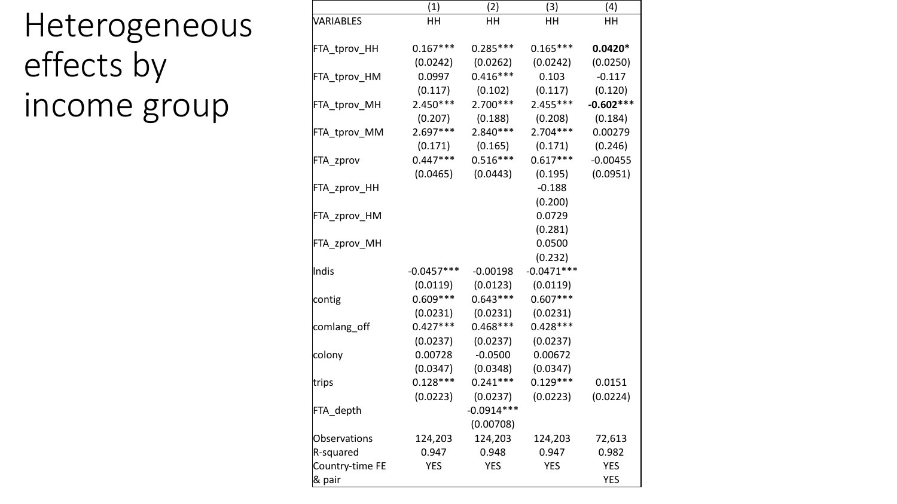# Heterogeneous effects by income group

| | (1) | (2) | (3) | (4) |
|---|---|---|---|---|
| VARIABLES | HH | HH | HH | HH |
| FTA_tprov_HH | 0.167*** | 0.285*** | 0.165*** | **0.0420*** |
| | (0.0242) | (0.0262) | (0.0242) | (0.0250) |
| FTA_tprov_HM | 0.0997 | 0.416*** | 0.103 | -0.117 |
| | (0.117) | (0.102) | (0.117) | (0.120) |
| FTA_tprov_MH | 2.450*** | 2.700*** | 2.455*** | **-0.602***** |
| | (0.207) | (0.188) | (0.208) | (0.184) |
| FTA_tprov_MM | 2.697*** | 2.840*** | 2.704*** | 0.00279 |
| | (0.171) | (0.165) | (0.171) | (0.246) |
| FTA_zprov | 0.447*** | 0.516*** | 0.617*** | -0.00455 |
| | (0.0465) | (0.0443) | (0.195) | (0.0951) |
| FTA_zprov_HH | | | -0.188 | |
| | | | (0.200) | |
| FTA_zprov_HM | | | 0.0729 | |
| | | | (0.281) | |
| FTA_zprov_MH | | | 0.0500 | |
| | | | (0.232) | |
| lndis | -0.0457*** | -0.00198 | -0.0471*** | |
| | (0.0119) | (0.0123) | (0.0119) | |
| contig | 0.609*** | 0.643*** | 0.607*** | |
| | (0.0231) | (0.0231) | (0.0231) | |
| comlang_off | 0.427*** | 0.468*** | 0.428*** | |
| | (0.0237) | (0.0237) | (0.0237) | |
| colony | 0.00728 | -0.0500 | 0.00672 | |
| | (0.0347) | (0.0348) | (0.0347) | |
| trips | 0.128*** | 0.241*** | 0.129*** | 0.0151 |
| | (0.0223) | (0.0237) | (0.0223) | (0.0224) |
| FTA_depth | | -0.0914*** | | |
| | | (0.00708) | | |
| Observations | 124,203 | 124,203 | 124,203 | 72,613 |
| R-squared | 0.947 | 0.948 | 0.947 | 0.982 |
| Country-time FE | YES | YES | YES | YES |
| & pair | | | | YES |